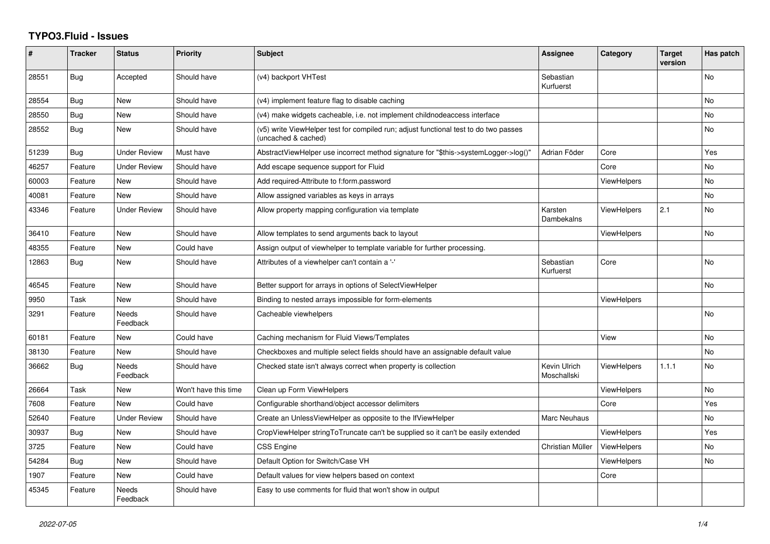# TYPO3.Fluid - Issues

| # | Tracker | Status | Priority | Subject | Assignee | Category | Target version | Has patch |
|---|---|---|---|---|---|---|---|---|
| 28551 | Bug | Accepted | Should have | (v4) backport VHTest | Sebastian Kurfuerst | | | No |
| 28554 | Bug | New | Should have | (v4) implement feature flag to disable caching | | | | No |
| 28550 | Bug | New | Should have | (v4) make widgets cacheable, i.e. not implement childnodeaccess interface | | | | No |
| 28552 | Bug | New | Should have | (v5) write ViewHelper test for compiled run; adjust functional test to do two passes (uncached & cached) | | | | No |
| 51239 | Bug | Under Review | Must have | AbstractViewHelper use incorrect method signature for "$this->systemLogger->log()" | Adrian Föder | Core | | Yes |
| 46257 | Feature | Under Review | Should have | Add escape sequence support for Fluid | | Core | | No |
| 60003 | Feature | New | Should have | Add required-Attribute to f:form.password | | ViewHelpers | | No |
| 40081 | Feature | New | Should have | Allow assigned variables as keys in arrays | | | | No |
| 43346 | Feature | Under Review | Should have | Allow property mapping configuration via template | Karsten Dambekalns | ViewHelpers | 2.1 | No |
| 36410 | Feature | New | Should have | Allow templates to send arguments back to layout | | ViewHelpers | | No |
| 48355 | Feature | New | Could have | Assign output of viewhelper to template variable for further processing. | | | | |
| 12863 | Bug | New | Should have | Attributes of a viewhelper can't contain a '-' | Sebastian Kurfuerst | Core | | No |
| 46545 | Feature | New | Should have | Better support for arrays in options of SelectViewHelper | | | | No |
| 9950 | Task | New | Should have | Binding to nested arrays impossible for form-elements | | ViewHelpers | | |
| 3291 | Feature | Needs Feedback | Should have | Cacheable viewhelpers | | | | No |
| 60181 | Feature | New | Could have | Caching mechanism for Fluid Views/Templates | | View | | No |
| 38130 | Feature | New | Should have | Checkboxes and multiple select fields should have an assignable default value | | | | No |
| 36662 | Bug | Needs Feedback | Should have | Checked state isn't always correct when property is collection | Kevin Ulrich Moschallski | ViewHelpers | 1.1.1 | No |
| 26664 | Task | New | Won't have this time | Clean up Form ViewHelpers | | ViewHelpers | | No |
| 7608 | Feature | New | Could have | Configurable shorthand/object accessor delimiters | | Core | | Yes |
| 52640 | Feature | Under Review | Should have | Create an UnlessViewHelper as opposite to the IfViewHelper | Marc Neuhaus | | | No |
| 30937 | Bug | New | Should have | CropViewHelper stringToTruncate can't be supplied so it can't be easily extended | | ViewHelpers | | Yes |
| 3725 | Feature | New | Could have | CSS Engine | Christian Müller | ViewHelpers | | No |
| 54284 | Bug | New | Should have | Default Option for Switch/Case VH | | ViewHelpers | | No |
| 1907 | Feature | New | Could have | Default values for view helpers based on context | | Core | | |
| 45345 | Feature | Needs Feedback | Should have | Easy to use comments for fluid that won't show in output | | | | |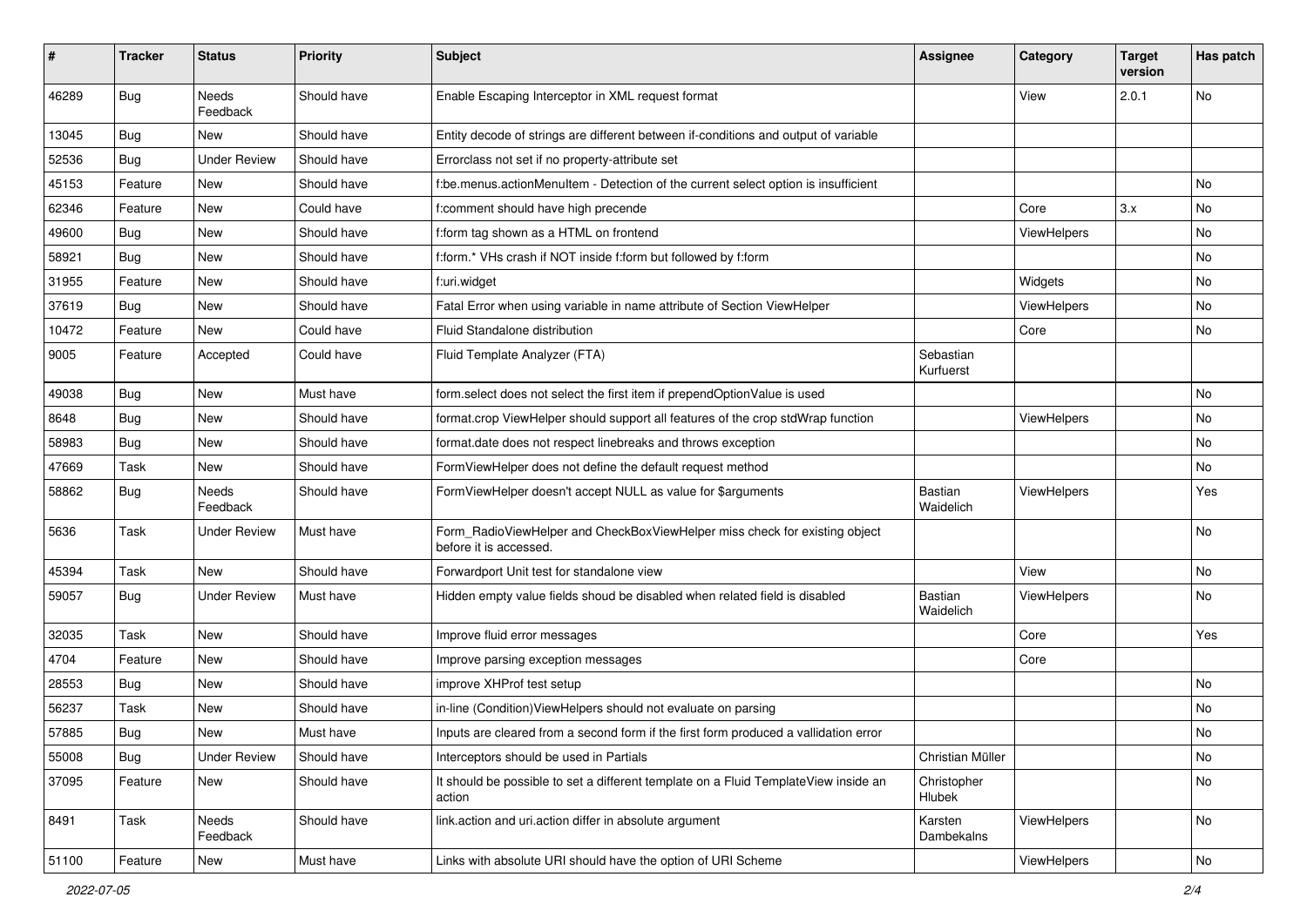| # | Tracker | Status | Priority | Subject | Assignee | Category | Target version | Has patch |
|---|---|---|---|---|---|---|---|---|
| 46289 | Bug | Needs Feedback | Should have | Enable Escaping Interceptor in XML request format | | View | 2.0.1 | No |
| 13045 | Bug | New | Should have | Entity decode of strings are different between if-conditions and output of variable | | | | |
| 52536 | Bug | Under Review | Should have | Errorclass not set if no property-attribute set | | | | |
| 45153 | Feature | New | Should have | f:be.menus.actionMenuItem - Detection of the current select option is insufficient | | | | No |
| 62346 | Feature | New | Could have | f:comment should have high precende | | Core | 3.x | No |
| 49600 | Bug | New | Should have | f:form tag shown as a HTML on frontend | | ViewHelpers | | No |
| 58921 | Bug | New | Should have | f:form.* VHs crash if NOT inside f:form but followed by f:form | | | | No |
| 31955 | Feature | New | Should have | f:uri.widget | | Widgets | | No |
| 37619 | Bug | New | Should have | Fatal Error when using variable in name attribute of Section ViewHelper | | ViewHelpers | | No |
| 10472 | Feature | New | Could have | Fluid Standalone distribution | | Core | | No |
| 9005 | Feature | Accepted | Could have | Fluid Template Analyzer (FTA) | Sebastian Kurfuerst | | | |
| 49038 | Bug | New | Must have | form.select does not select the first item if prependOptionValue is used | | | | No |
| 8648 | Bug | New | Should have | format.crop ViewHelper should support all features of the crop stdWrap function | | ViewHelpers | | No |
| 58983 | Bug | New | Should have | format.date does not respect linebreaks and throws exception | | | | No |
| 47669 | Task | New | Should have | FormViewHelper does not define the default request method | | | | No |
| 58862 | Bug | Needs Feedback | Should have | FormViewHelper doesn't accept NULL as value for $arguments | Bastian Waidelich | ViewHelpers | | Yes |
| 5636 | Task | Under Review | Must have | Form_RadioViewHelper and CheckBoxViewHelper miss check for existing object before it is accessed. | | | | No |
| 45394 | Task | New | Should have | Forwardport Unit test for standalone view | | View | | No |
| 59057 | Bug | Under Review | Must have | Hidden empty value fields shoud be disabled when related field is disabled | Bastian Waidelich | ViewHelpers | | No |
| 32035 | Task | New | Should have | Improve fluid error messages | | Core | | Yes |
| 4704 | Feature | New | Should have | Improve parsing exception messages | | Core | | |
| 28553 | Bug | New | Should have | improve XHProf test setup | | | | No |
| 56237 | Task | New | Should have | in-line (Condition)ViewHelpers should not evaluate on parsing | | | | No |
| 57885 | Bug | New | Must have | Inputs are cleared from a second form if the first form produced a vallidation error | | | | No |
| 55008 | Bug | Under Review | Should have | Interceptors should be used in Partials | Christian Müller | | | No |
| 37095 | Feature | New | Should have | It should be possible to set a different template on a Fluid TemplateView inside an action | Christopher Hlubek | | | No |
| 8491 | Task | Needs Feedback | Should have | link.action and uri.action differ in absolute argument | Karsten Dambekalns | ViewHelpers | | No |
| 51100 | Feature | New | Must have | Links with absolute URI should have the option of URI Scheme | | ViewHelpers | | No |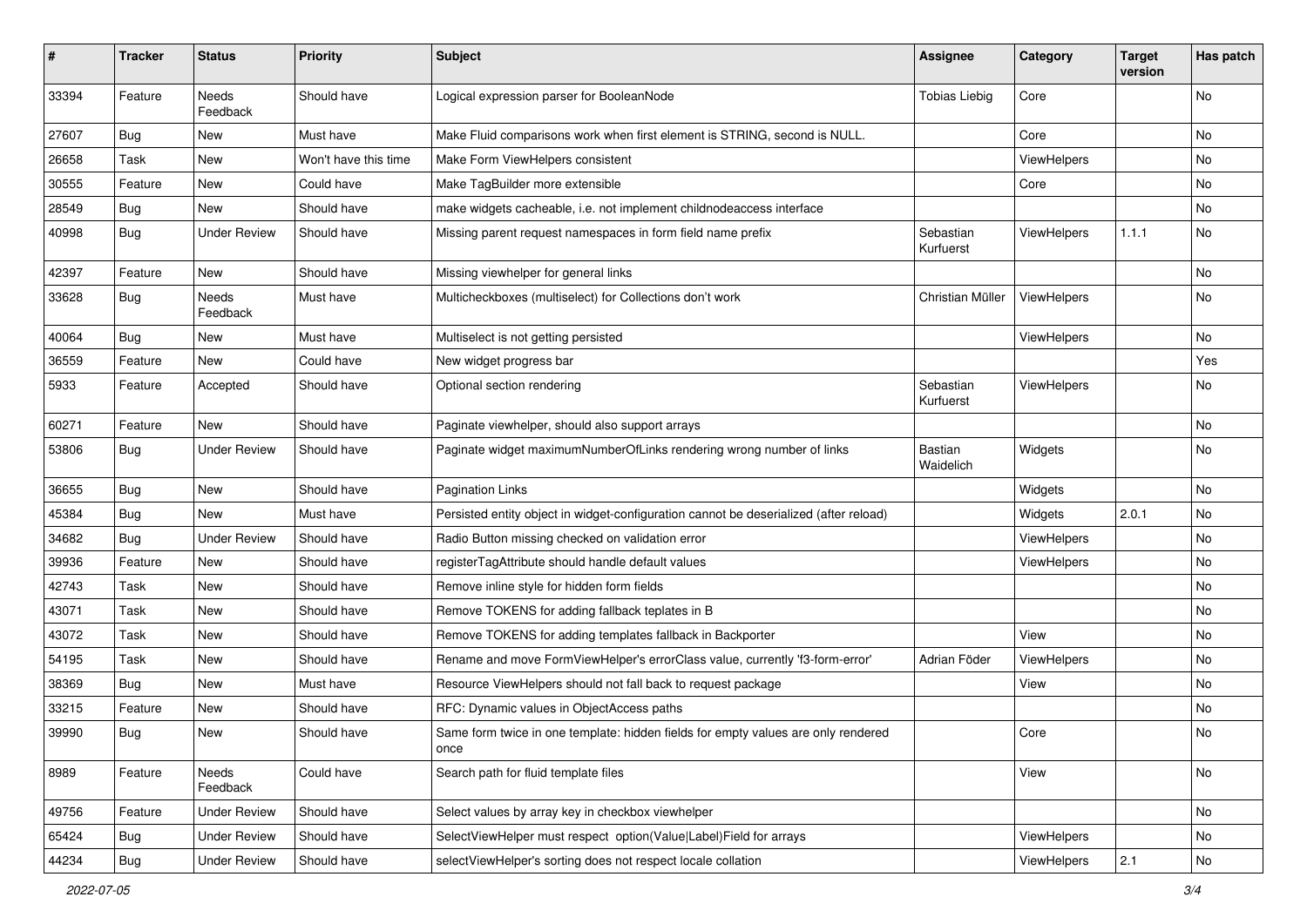| # | Tracker | Status | Priority | Subject | Assignee | Category | Target version | Has patch |
|---|---|---|---|---|---|---|---|---|
| 33394 | Feature | Needs Feedback | Should have | Logical expression parser for BooleanNode | Tobias Liebig | Core | | No |
| 27607 | Bug | New | Must have | Make Fluid comparisons work when first element is STRING, second is NULL. | | Core | | No |
| 26658 | Task | New | Won't have this time | Make Form ViewHelpers consistent | | ViewHelpers | | No |
| 30555 | Feature | New | Could have | Make TagBuilder more extensible | | Core | | No |
| 28549 | Bug | New | Should have | make widgets cacheable, i.e. not implement childnodeaccess interface | | | | No |
| 40998 | Bug | Under Review | Should have | Missing parent request namespaces in form field name prefix | Sebastian Kurfuerst | ViewHelpers | 1.1.1 | No |
| 42397 | Feature | New | Should have | Missing viewhelper for general links | | | | No |
| 33628 | Bug | Needs Feedback | Must have | Multicheckboxes (multiselect) for Collections don't work | Christian Müller | ViewHelpers | | No |
| 40064 | Bug | New | Must have | Multiselect is not getting persisted | | ViewHelpers | | No |
| 36559 | Feature | New | Could have | New widget progress bar | | | | Yes |
| 5933 | Feature | Accepted | Should have | Optional section rendering | Sebastian Kurfuerst | ViewHelpers | | No |
| 60271 | Feature | New | Should have | Paginate viewhelper, should also support arrays | | | | No |
| 53806 | Bug | Under Review | Should have | Paginate widget maximumNumberOfLinks rendering wrong number of links | Bastian Waidelich | Widgets | | No |
| 36655 | Bug | New | Should have | Pagination Links | | Widgets | | No |
| 45384 | Bug | New | Must have | Persisted entity object in widget-configuration cannot be deserialized (after reload) | | Widgets | 2.0.1 | No |
| 34682 | Bug | Under Review | Should have | Radio Button missing checked on validation error | | ViewHelpers | | No |
| 39936 | Feature | New | Should have | registerTagAttribute should handle default values | | ViewHelpers | | No |
| 42743 | Task | New | Should have | Remove inline style for hidden form fields | | | | No |
| 43071 | Task | New | Should have | Remove TOKENS for adding fallback teplates in B | | | | No |
| 43072 | Task | New | Should have | Remove TOKENS for adding templates fallback in Backporter | | View | | No |
| 54195 | Task | New | Should have | Rename and move FormViewHelper's errorClass value, currently 'f3-form-error' | Adrian Föder | ViewHelpers | | No |
| 38369 | Bug | New | Must have | Resource ViewHelpers should not fall back to request package | | View | | No |
| 33215 | Feature | New | Should have | RFC: Dynamic values in ObjectAccess paths | | | | No |
| 39990 | Bug | New | Should have | Same form twice in one template: hidden fields for empty values are only rendered once | | Core | | No |
| 8989 | Feature | Needs Feedback | Could have | Search path for fluid template files | | View | | No |
| 49756 | Feature | Under Review | Should have | Select values by array key in checkbox viewhelper | | | | No |
| 65424 | Bug | Under Review | Should have | SelectViewHelper must respect option(Value\|Label)Field for arrays | | ViewHelpers | | No |
| 44234 | Bug | Under Review | Should have | selectViewHelper's sorting does not respect locale collation | | ViewHelpers | 2.1 | No |

*2022-07-05*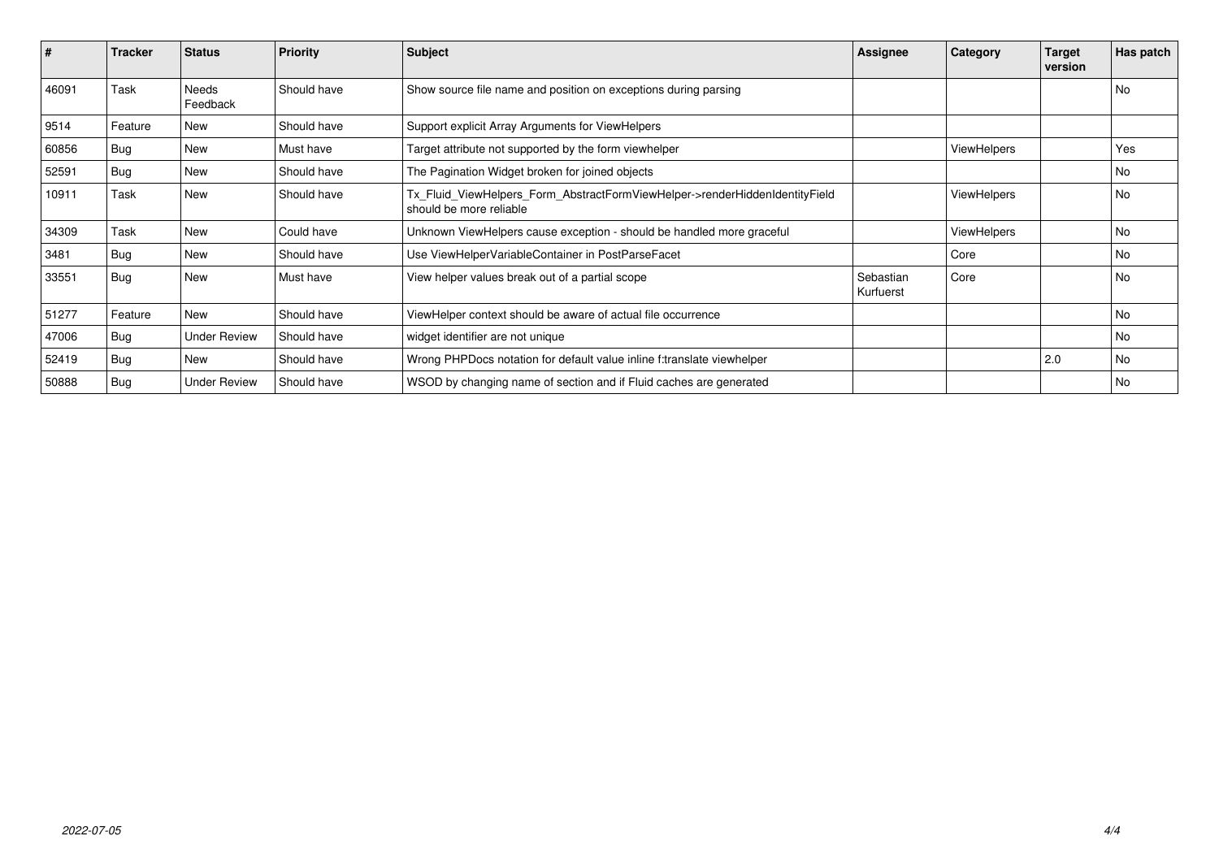| # | Tracker | Status | Priority | Subject | Assignee | Category | Target version | Has patch |
|---|---|---|---|---|---|---|---|---|
| 46091 | Task | Needs Feedback | Should have | Show source file name and position on exceptions during parsing | | | | No |
| 9514 | Feature | New | Should have | Support explicit Array Arguments for ViewHelpers | | | | |
| 60856 | Bug | New | Must have | Target attribute not supported by the form viewhelper | | ViewHelpers | | Yes |
| 52591 | Bug | New | Should have | The Pagination Widget broken for joined objects | | | | No |
| 10911 | Task | New | Should have | Tx_Fluid_ViewHelpers_Form_AbstractFormViewHelper->renderHiddenIdentityField should be more reliable | | ViewHelpers | | No |
| 34309 | Task | New | Could have | Unknown ViewHelpers cause exception - should be handled more graceful | | ViewHelpers | | No |
| 3481 | Bug | New | Should have | Use ViewHelperVariableContainer in PostParseFacet | | Core | | No |
| 33551 | Bug | New | Must have | View helper values break out of a partial scope | Sebastian Kurfuerst | Core | | No |
| 51277 | Feature | New | Should have | ViewHelper context should be aware of actual file occurrence | | | | No |
| 47006 | Bug | Under Review | Should have | widget identifier are not unique | | | | No |
| 52419 | Bug | New | Should have | Wrong PHPDocs notation for default value inline f:translate viewhelper | | | 2.0 | No |
| 50888 | Bug | Under Review | Should have | WSOD by changing name of section and if Fluid caches are generated | | | | No |